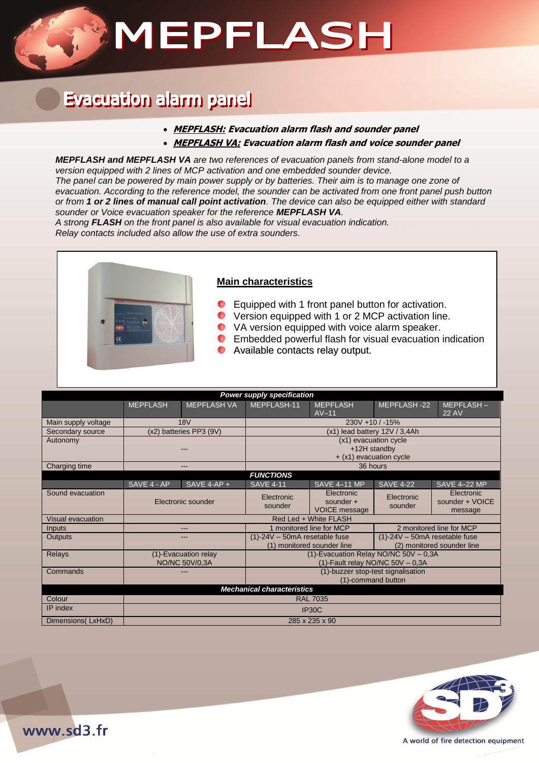# MEPFLASH

## Evacuation alarm panel

- ***MEPFLASH:*** ***Evacuation alarm flash and sounder panel***
- ***MEPFLASH VA:*** ***Evacuation alarm flash and voice sounder panel***

*__MEPFLASH and MEPFLASH VA__ are two references of evacuation panels from stand-alone model to a version equipped with 2 lines of MCP activation and one embedded sounder device.*
*The panel can be powered by main power supply or by batteries. Their aim is to manage one zone of evacuation. According to the reference model, the sounder can be activated from one front panel push button or from __1 or 2 lines of manual call point activation__. The device can also be equipped either with standard sounder or Voice evacuation speaker for the reference __MEPFLASH VA__.*
*A strong __FLASH__ on the front panel is also available for visual evacuation indication.*
*Relay contacts included also allow the use of extra sounders.*

### Main characteristics

- Equipped with 1 front panel button for activation.
- Version equipped with 1 or 2 MCP activation line.
- VA version equipped with voice alarm speaker.
- Embedded powerful flash for visual evacuation indication
- Available contacts relay output.

| **Power supply specification** | | | | | | |
|---|---|---|---|---|---|---|
| | MEPFLASH | MEPFLASH VA | MEPFLASH-11 | MEPFLASH AV–11 | MEPFLASH -22 | MEPFLASH – 22 AV |
| Main supply voltage | 18V | | 230V +10 / -15% | | | |
| Secondary source | (x2) batteries PP3 (9V) | | (x1) lead battery 12V / 3,4Ah | | | |
| Autonomy | --- | | (x1) evacuation cycle +12H standby + (x1) evacuation cycle | | | |
| Charging time | --- | | 36 hours | | | |
| **FUNCTIONS** | | | | | | |
| | SAVE 4 - AP | SAVE 4-AP + | SAVE 4-11 | SAVE 4–11 MP | SAVE 4-22 | SAVE 4–22 MP |
| Sound evacuation | Electronic sounder | | Electronic sounder | Electronic sounder + VOICE message | Electronic sounder | Electronic sounder + VOICE message |
| Visual evacuation | Red Led + White FLASH | | | | | |
| Inputs | --- | | 1 monitored line for MCP | | 2 monitored line for MCP | |
| Outputs | --- | | (1)-24V – 50mA resetable fuse (1) monitored sounder line | | (1)-24V – 50mA resetable fuse (2) monitored sounder line | |
| Relays | (1)-Evacuation relay NO/NC 50V/0,3A | | (1)-Evacuation Relay NO/NC 50V – 0,3A (1)-Fault relay NO/NC 50V – 0,3A | | | |
| Commands | --- | | (1)-buzzer stop-test signalisation (1)-command button | | | |
| **Mechanical characteristics** | | | | | | |
| Colour | RAL 7035 | | | | | |
| IP index | IP30C | | | | | |
| Dimensions( LxHxD) | 285 x 235 x 90 | | | | | |

www.sd3.fr

A world of fire detection equipment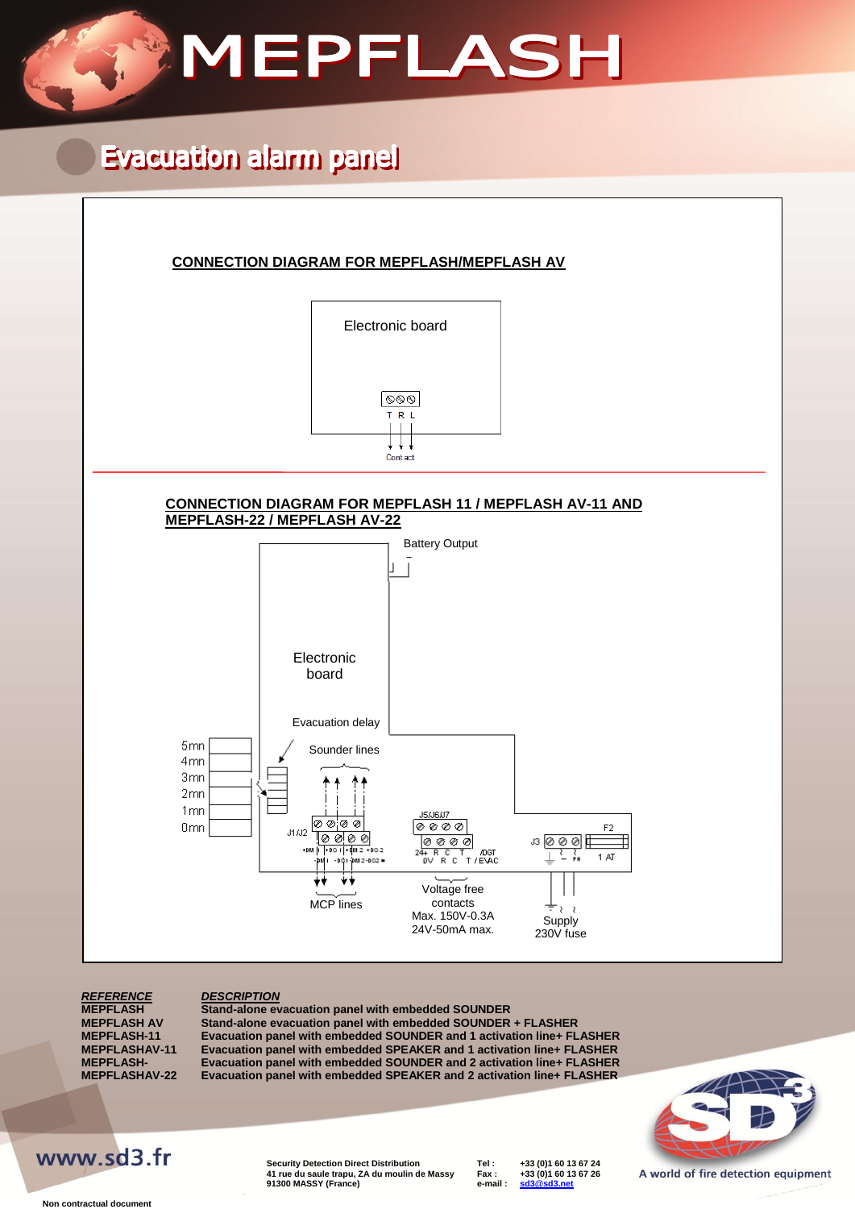# MEPFLASH

## Evacuation alarm panel

### CONNECTION DIAGRAM FOR MEPFLASH/MEPFLASH AV

Electronic board

T R L

Contact

### CONNECTION DIAGRAM FOR MEPFLASH 11 / MEPFLASH AV-11 AND MEPFLASH-22 / MEPFLASH AV-22

Battery Output

Electronic board

Evacuation delay

5mn
4mn
3mn
2mn
1mn
0mn

Sounder lines

J1/J2

+DM 1 +DG 1 +DM 2 +DG 2
-DM 1 -DG 1 -DM 2 -DG 2

MCP lines

J5/J6/J7

24+ R C T /DGT
0V R C T /EVAC

Voltage free contacts
Max. 150V-0.3A
24V-50mA max.

J3

F2

1 AT

Supply
230V fuse

| *REFERENCE* | *DESCRIPTION* |
|---|---|
| **MEPFLASH** | **Stand-alone evacuation panel with embedded SOUNDER** |
| **MEPFLASH AV** | **Stand-alone evacuation panel with embedded SOUNDER + FLASHER** |
| **MEPFLASH-11** | **Evacuation panel with embedded SOUNDER and 1 activation line+ FLASHER** |
| **MEPFLASHAV-11** | **Evacuation panel with embedded SPEAKER and 1 activation line+ FLASHER** |
| **MEPFLASH-** | **Evacuation panel with embedded SOUNDER and 2 activation line+ FLASHER** |
| **MEPFLASHAV-22** | **Evacuation panel with embedded SPEAKER and 2 activation line+ FLASHER** |

www.sd3.fr

**Security Detection Direct Distribution**
**41 rue du saule trapu, ZA du moulin de Massy**
**91300 MASSY (France)**

**Tel :** +33 (0)1 60 13 67 24
**Fax :** +33 (0)1 60 13 67 26
**e-mail :** sd3@sd3.net

A world of fire detection equipment

**Non contractual document**